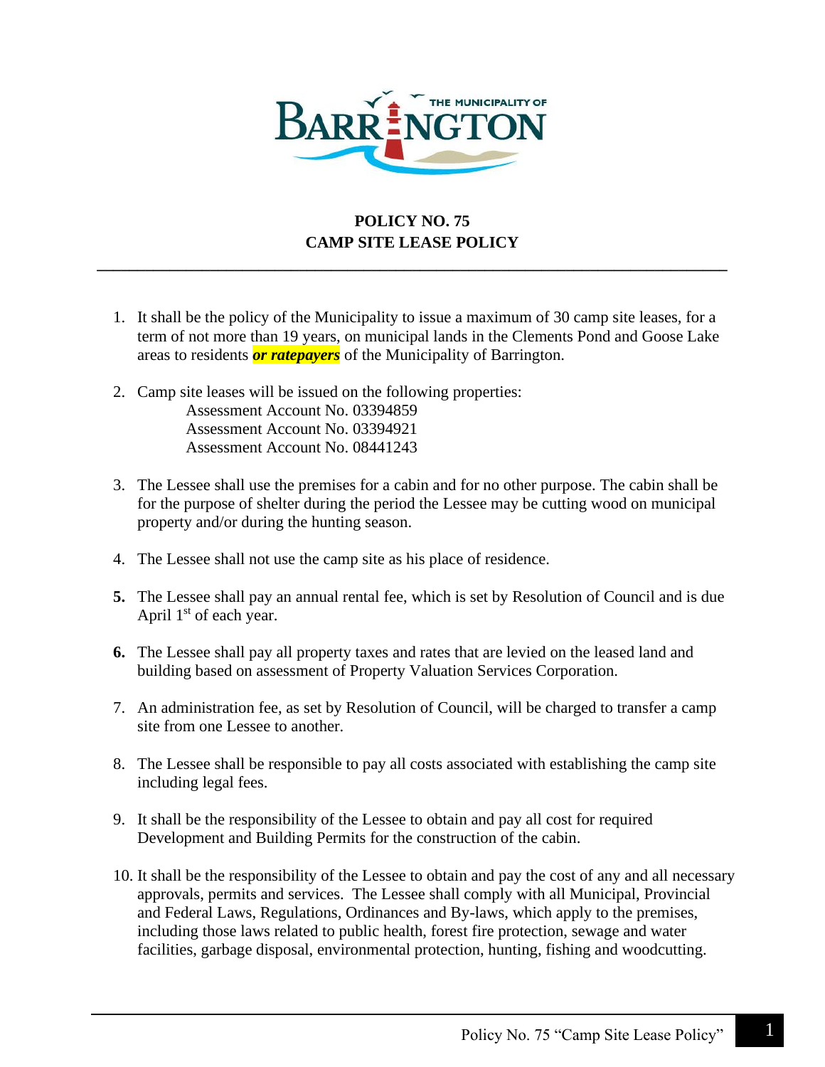# POLICY NO. 75
## CAMP SITE LEASE POLICY

---

1. It shall be the policy of the Municipality to issue a maximum of 30 camp site leases, for a term of not more than 19 years, on municipal lands in the Clements Pond and Goose Lake areas to residents ***or ratepayers*** of the Municipality of Barrington.

2. Camp site leases will be issued on the following properties:
   Assessment Account No. 03394859
   Assessment Account No. 03394921
   Assessment Account No. 08441243

3. The Lessee shall use the premises for a cabin and for no other purpose. The cabin shall be for the purpose of shelter during the period the Lessee may be cutting wood on municipal property and/or during the hunting season.

4. The Lessee shall not use the camp site as his place of residence.

5. The Lessee shall pay an annual rental fee, which is set by Resolution of Council and is due April 1st of each year.

6. The Lessee shall pay all property taxes and rates that are levied on the leased land and building based on assessment of Property Valuation Services Corporation.

7. An administration fee, as set by Resolution of Council, will be charged to transfer a camp site from one Lessee to another.

8. The Lessee shall be responsible to pay all costs associated with establishing the camp site including legal fees.

9. It shall be the responsibility of the Lessee to obtain and pay all cost for required Development and Building Permits for the construction of the cabin.

10. It shall be the responsibility of the Lessee to obtain and pay the cost of any and all necessary approvals, permits and services. The Lessee shall comply with all Municipal, Provincial and Federal Laws, Regulations, Ordinances and By-laws, which apply to the premises, including those laws related to public health, forest fire protection, sewage and water facilities, garbage disposal, environmental protection, hunting, fishing and woodcutting.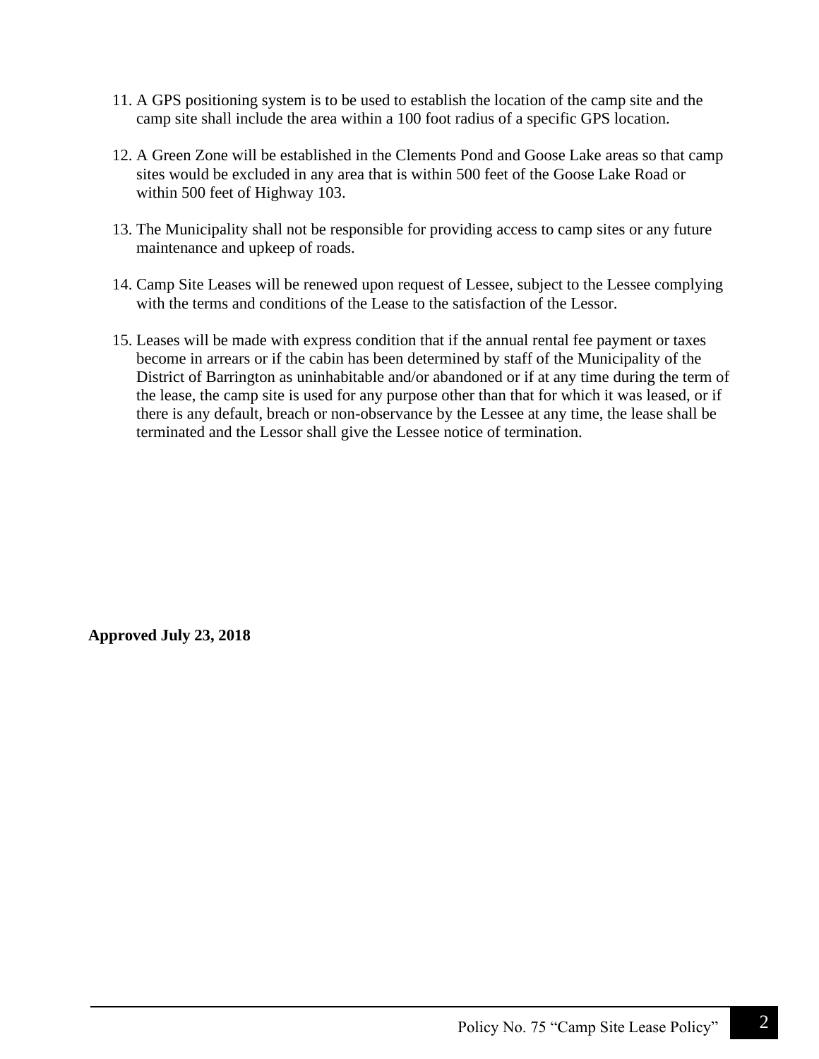11. A GPS positioning system is to be used to establish the location of the camp site and the camp site shall include the area within a 100 foot radius of a specific GPS location.

12. A Green Zone will be established in the Clements Pond and Goose Lake areas so that camp sites would be excluded in any area that is within 500 feet of the Goose Lake Road or within 500 feet of Highway 103.

13. The Municipality shall not be responsible for providing access to camp sites or any future maintenance and upkeep of roads.

14. Camp Site Leases will be renewed upon request of Lessee, subject to the Lessee complying with the terms and conditions of the Lease to the satisfaction of the Lessor.

15. Leases will be made with express condition that if the annual rental fee payment or taxes become in arrears or if the cabin has been determined by staff of the Municipality of the District of Barrington as uninhabitable and/or abandoned or if at any time during the term of the lease, the camp site is used for any purpose other than that for which it was leased, or if there is any default, breach or non-observance by the Lessee at any time, the lease shall be terminated and the Lessor shall give the Lessee notice of termination.

**Approved July 23, 2018**